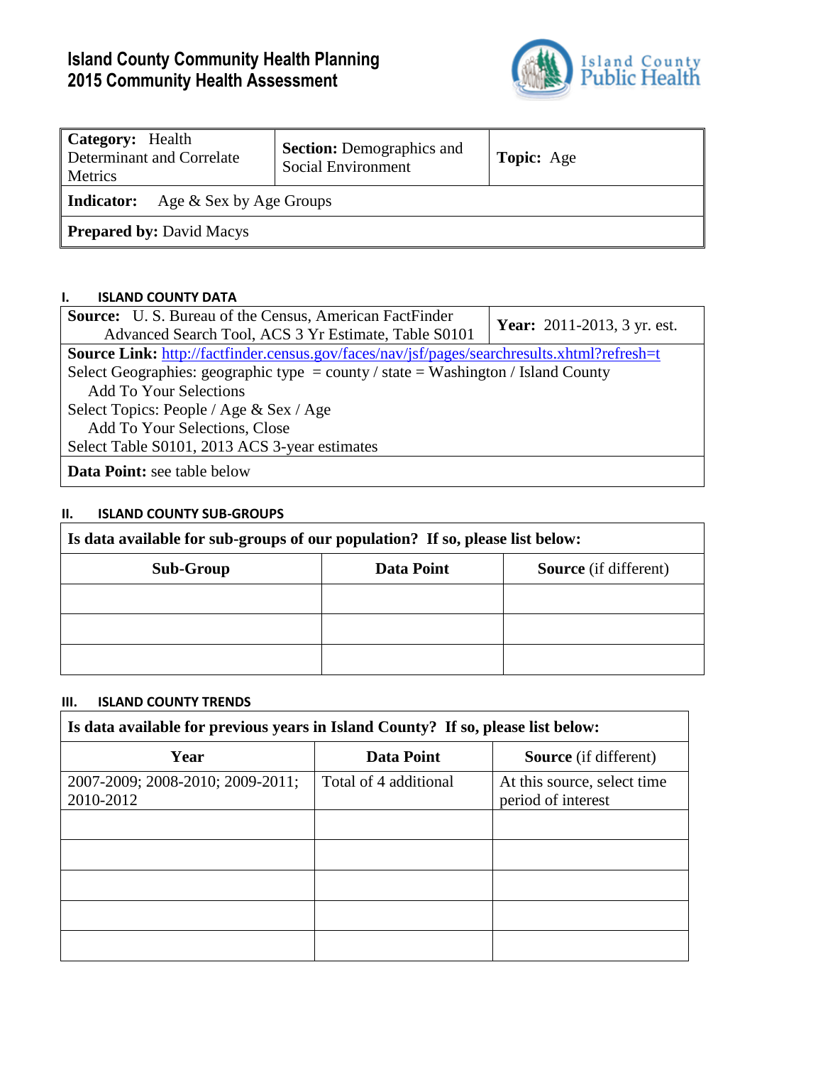# Island County Community Health Planning
# 2015 Community Health Assessment

Island County Public Health

| **Category:** Health Determinant and Correlate Metrics | **Section:** Demographics and Social Environment | **Topic:** Age |
|---|---|---|
| **Indicator:** Age & Sex by Age Groups | | |
| **Prepared by:** David Macys | | |

## I. ISLAND COUNTY DATA

| **Source:** U. S. Bureau of the Census, American FactFinder Advanced Search Tool, ACS 3 Yr Estimate, Table S0101 | **Year:** 2011-2013, 3 yr. est. |
|---|---|
| **Source Link:** http://factfinder.census.gov/faces/nav/jsf/pages/searchresults.xhtml?refresh=t<br>Select Geographies: geographic type = county / state = Washington / Island County<br>Add To Your Selections<br>Select Topics: People / Age & Sex / Age<br>Add To Your Selections, Close<br>Select Table S0101, 2013 ACS 3-year estimates | |
| **Data Point:** see table below | |

## II. ISLAND COUNTY SUB-GROUPS

**Is data available for sub-groups of our population? If so, please list below:**

| Sub-Group | Data Point | Source (if different) |
|---|---|---|
| | | |
| | | |
| | | |

## III. ISLAND COUNTY TRENDS

**Is data available for previous years in Island County? If so, please list below:**

| Year | Data Point | Source (if different) |
|---|---|---|
| 2007-2009; 2008-2010; 2009-2011; 2010-2012 | Total of 4 additional | At this source, select time period of interest |
| | | |
| | | |
| | | |
| | | |
| | | |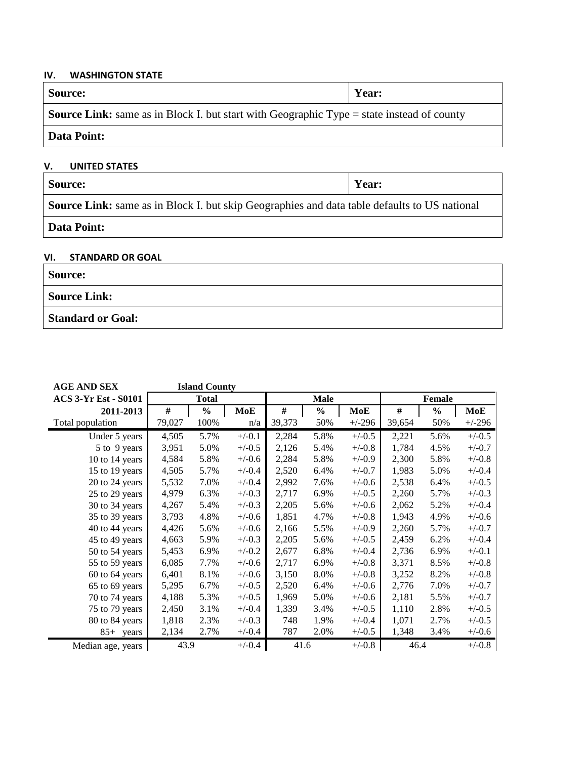## IV. WASHINGTON STATE

| **Source:** | **Year:** |
|---|---|
| **Source Link:** same as in Block I. but start with Geographic Type = state instead of county | |
| **Data Point:** | |

## V. UNITED STATES

| **Source:** | **Year:** |
|---|---|
| **Source Link:** same as in Block I. but skip Geographies and data table defaults to US national | |
| **Data Point:** | |

## VI. STANDARD OR GOAL

| **Source:** |
|---|
| **Source Link:** |
| **Standard or Goal:** |

| **AGE AND SEX** | **Island County** | | | | | | | | |
|---|---|---|---|---|---|---|---|---|---|
| **ACS 3-Yr Est - S0101** | **Total** | | | **Male** | | | **Female** | | |
| **2011-2013** | **#** | **%** | **MoE** | **#** | **%** | **MoE** | **#** | **%** | **MoE** |
| Total population | 79,027 | 100% | n/a | 39,373 | 50% | +/-296 | 39,654 | 50% | +/-296 |
| Under 5 years | 4,505 | 5.7% | +/-0.1 | 2,284 | 5.8% | +/-0.5 | 2,221 | 5.6% | +/-0.5 |
| 5 to 9 years | 3,951 | 5.0% | +/-0.5 | 2,126 | 5.4% | +/-0.8 | 1,784 | 4.5% | +/-0.7 |
| 10 to 14 years | 4,584 | 5.8% | +/-0.6 | 2,284 | 5.8% | +/-0.9 | 2,300 | 5.8% | +/-0.8 |
| 15 to 19 years | 4,505 | 5.7% | +/-0.4 | 2,520 | 6.4% | +/-0.7 | 1,983 | 5.0% | +/-0.4 |
| 20 to 24 years | 5,532 | 7.0% | +/-0.4 | 2,992 | 7.6% | +/-0.6 | 2,538 | 6.4% | +/-0.5 |
| 25 to 29 years | 4,979 | 6.3% | +/-0.3 | 2,717 | 6.9% | +/-0.5 | 2,260 | 5.7% | +/-0.3 |
| 30 to 34 years | 4,267 | 5.4% | +/-0.3 | 2,205 | 5.6% | +/-0.6 | 2,062 | 5.2% | +/-0.4 |
| 35 to 39 years | 3,793 | 4.8% | +/-0.6 | 1,851 | 4.7% | +/-0.8 | 1,943 | 4.9% | +/-0.6 |
| 40 to 44 years | 4,426 | 5.6% | +/-0.6 | 2,166 | 5.5% | +/-0.9 | 2,260 | 5.7% | +/-0.7 |
| 45 to 49 years | 4,663 | 5.9% | +/-0.3 | 2,205 | 5.6% | +/-0.5 | 2,459 | 6.2% | +/-0.4 |
| 50 to 54 years | 5,453 | 6.9% | +/-0.2 | 2,677 | 6.8% | +/-0.4 | 2,736 | 6.9% | +/-0.1 |
| 55 to 59 years | 6,085 | 7.7% | +/-0.6 | 2,717 | 6.9% | +/-0.8 | 3,371 | 8.5% | +/-0.8 |
| 60 to 64 years | 6,401 | 8.1% | +/-0.6 | 3,150 | 8.0% | +/-0.8 | 3,252 | 8.2% | +/-0.8 |
| 65 to 69 years | 5,295 | 6.7% | +/-0.5 | 2,520 | 6.4% | +/-0.6 | 2,776 | 7.0% | +/-0.7 |
| 70 to 74 years | 4,188 | 5.3% | +/-0.5 | 1,969 | 5.0% | +/-0.6 | 2,181 | 5.5% | +/-0.7 |
| 75 to 79 years | 2,450 | 3.1% | +/-0.4 | 1,339 | 3.4% | +/-0.5 | 1,110 | 2.8% | +/-0.5 |
| 80 to 84 years | 1,818 | 2.3% | +/-0.3 | 748 | 1.9% | +/-0.4 | 1,071 | 2.7% | +/-0.5 |
| 85+ years | 2,134 | 2.7% | +/-0.4 | 787 | 2.0% | +/-0.5 | 1,348 | 3.4% | +/-0.6 |
| Median age, years | 43.9 | | +/-0.4 | 41.6 | | +/-0.8 | 46.4 | | +/-0.8 |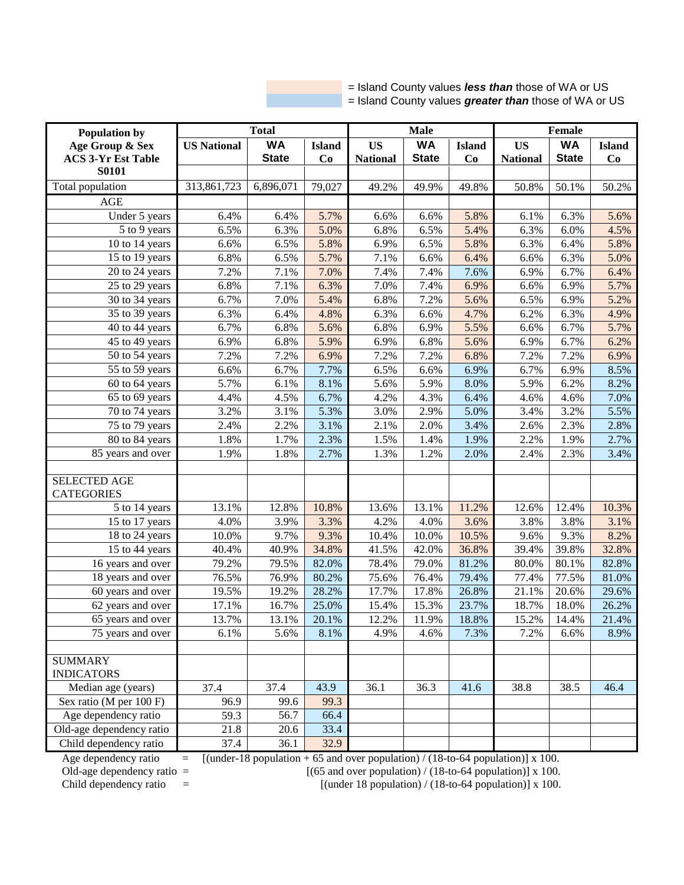= Island County values ***less than*** those of WA or US
= Island County values ***greater than*** those of WA or US

| Population by Age Group & Sex ACS 3-Yr Est Table S0101 | Total | | | Male | | | Female | | |
|---|---|---|---|---|---|---|---|---|---|
| | US National | WA State | Island Co | US National | WA State | Island Co | US National | WA State | Island Co |
| Total population | 313,861,723 | 6,896,071 | 79,027 | 49.2% | 49.9% | 49.8% | 50.8% | 50.1% | 50.2% |
| AGE | | | | | | | | | |
| Under 5 years | 6.4% | 6.4% | 5.7% | 6.6% | 6.6% | 5.8% | 6.1% | 6.3% | 5.6% |
| 5 to 9 years | 6.5% | 6.3% | 5.0% | 6.8% | 6.5% | 5.4% | 6.3% | 6.0% | 4.5% |
| 10 to 14 years | 6.6% | 6.5% | 5.8% | 6.9% | 6.5% | 5.8% | 6.3% | 6.4% | 5.8% |
| 15 to 19 years | 6.8% | 6.5% | 5.7% | 7.1% | 6.6% | 6.4% | 6.6% | 6.3% | 5.0% |
| 20 to 24 years | 7.2% | 7.1% | 7.0% | 7.4% | 7.4% | 7.6% | 6.9% | 6.7% | 6.4% |
| 25 to 29 years | 6.8% | 7.1% | 6.3% | 7.0% | 7.4% | 6.9% | 6.6% | 6.9% | 5.7% |
| 30 to 34 years | 6.7% | 7.0% | 5.4% | 6.8% | 7.2% | 5.6% | 6.5% | 6.9% | 5.2% |
| 35 to 39 years | 6.3% | 6.4% | 4.8% | 6.3% | 6.6% | 4.7% | 6.2% | 6.3% | 4.9% |
| 40 to 44 years | 6.7% | 6.8% | 5.6% | 6.8% | 6.9% | 5.5% | 6.6% | 6.7% | 5.7% |
| 45 to 49 years | 6.9% | 6.8% | 5.9% | 6.9% | 6.8% | 5.6% | 6.9% | 6.7% | 6.2% |
| 50 to 54 years | 7.2% | 7.2% | 6.9% | 7.2% | 7.2% | 6.8% | 7.2% | 7.2% | 6.9% |
| 55 to 59 years | 6.6% | 6.7% | 7.7% | 6.5% | 6.6% | 6.9% | 6.7% | 6.9% | 8.5% |
| 60 to 64 years | 5.7% | 6.1% | 8.1% | 5.6% | 5.9% | 8.0% | 5.9% | 6.2% | 8.2% |
| 65 to 69 years | 4.4% | 4.5% | 6.7% | 4.2% | 4.3% | 6.4% | 4.6% | 4.6% | 7.0% |
| 70 to 74 years | 3.2% | 3.1% | 5.3% | 3.0% | 2.9% | 5.0% | 3.4% | 3.2% | 5.5% |
| 75 to 79 years | 2.4% | 2.2% | 3.1% | 2.1% | 2.0% | 3.4% | 2.6% | 2.3% | 2.8% |
| 80 to 84 years | 1.8% | 1.7% | 2.3% | 1.5% | 1.4% | 1.9% | 2.2% | 1.9% | 2.7% |
| 85 years and over | 1.9% | 1.8% | 2.7% | 1.3% | 1.2% | 2.0% | 2.4% | 2.3% | 3.4% |
| | | | | | | | | | |
| SELECTED AGE CATEGORIES | | | | | | | | | |
| 5 to 14 years | 13.1% | 12.8% | 10.8% | 13.6% | 13.1% | 11.2% | 12.6% | 12.4% | 10.3% |
| 15 to 17 years | 4.0% | 3.9% | 3.3% | 4.2% | 4.0% | 3.6% | 3.8% | 3.8% | 3.1% |
| 18 to 24 years | 10.0% | 9.7% | 9.3% | 10.4% | 10.0% | 10.5% | 9.6% | 9.3% | 8.2% |
| 15 to 44 years | 40.4% | 40.9% | 34.8% | 41.5% | 42.0% | 36.8% | 39.4% | 39.8% | 32.8% |
| 16 years and over | 79.2% | 79.5% | 82.0% | 78.4% | 79.0% | 81.2% | 80.0% | 80.1% | 82.8% |
| 18 years and over | 76.5% | 76.9% | 80.2% | 75.6% | 76.4% | 79.4% | 77.4% | 77.5% | 81.0% |
| 60 years and over | 19.5% | 19.2% | 28.2% | 17.7% | 17.8% | 26.8% | 21.1% | 20.6% | 29.6% |
| 62 years and over | 17.1% | 16.7% | 25.0% | 15.4% | 15.3% | 23.7% | 18.7% | 18.0% | 26.2% |
| 65 years and over | 13.7% | 13.1% | 20.1% | 12.2% | 11.9% | 18.8% | 15.2% | 14.4% | 21.4% |
| 75 years and over | 6.1% | 5.6% | 8.1% | 4.9% | 4.6% | 7.3% | 7.2% | 6.6% | 8.9% |
| | | | | | | | | | |
| SUMMARY INDICATORS | | | | | | | | | |
| Median age (years) | 37.4 | 37.4 | 43.9 | 36.1 | 36.3 | 41.6 | 38.8 | 38.5 | 46.4 |
| Sex ratio (M per 100 F) | 96.9 | 99.6 | 99.3 | | | | | | |
| Age dependency ratio | 59.3 | 56.7 | 66.4 | | | | | | |
| Old-age dependency ratio | 21.8 | 20.6 | 33.4 | | | | | | |
| Child dependency ratio | 37.4 | 36.1 | 32.9 | | | | | | |

Age dependency ratio = [(under-18 population + 65 and over population) / (18-to-64 population)] x 100.

Old-age dependency ratio = [(65 and over population) / (18-to-64 population)] x 100.

Child dependency ratio = [(under 18 population) / (18-to-64 population)] x 100.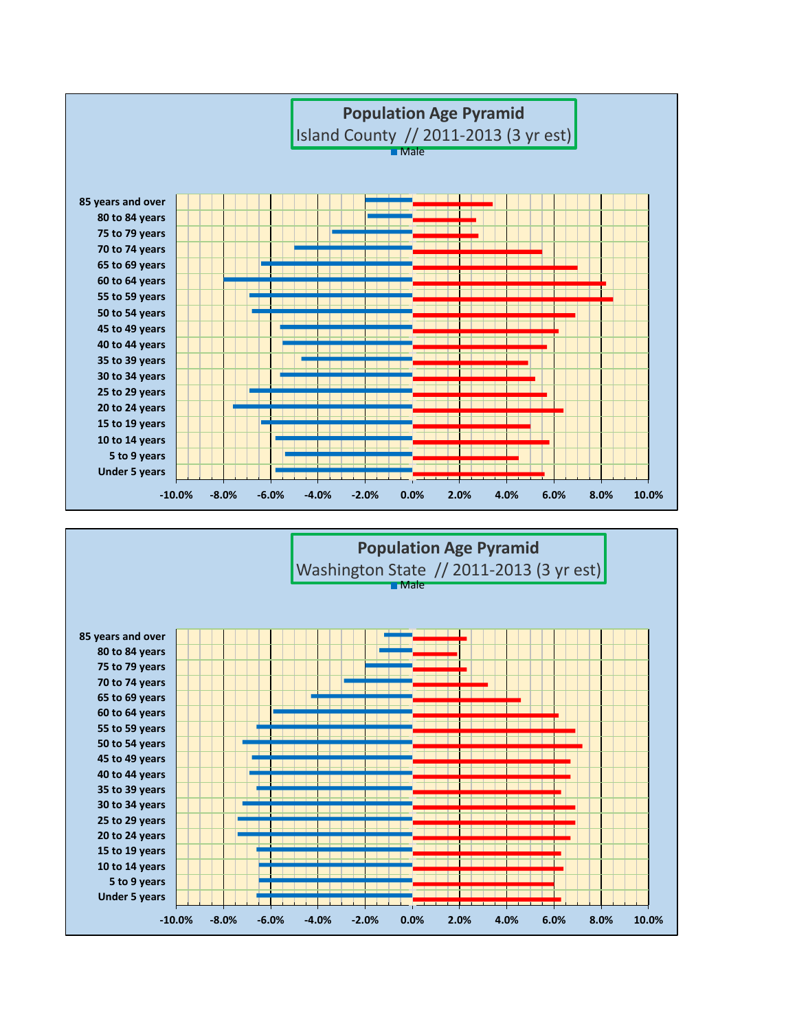**Population Age Pyramid**
Island County // 2011-2013 (3 yr est)

■ Male

85 years and over
80 to 84 years
75 to 79 years
70 to 74 years
65 to 69 years
60 to 64 years
55 to 59 years
50 to 54 years
45 to 49 years
40 to 44 years
35 to 39 years
30 to 34 years
25 to 29 years
20 to 24 years
15 to 19 years
10 to 14 years
5 to 9 years
Under 5 years

-10.0% -8.0% -6.0% -4.0% -2.0% 0.0% 2.0% 4.0% 6.0% 8.0% 10.0%

**Population Age Pyramid**
Washington State // 2011-2013 (3 yr est)

■ Male

85 years and over
80 to 84 years
75 to 79 years
70 to 74 years
65 to 69 years
60 to 64 years
55 to 59 years
50 to 54 years
45 to 49 years
40 to 44 years
35 to 39 years
30 to 34 years
25 to 29 years
20 to 24 years
15 to 19 years
10 to 14 years
5 to 9 years
Under 5 years

-10.0% -8.0% -6.0% -4.0% -2.0% 0.0% 2.0% 4.0% 6.0% 8.0% 10.0%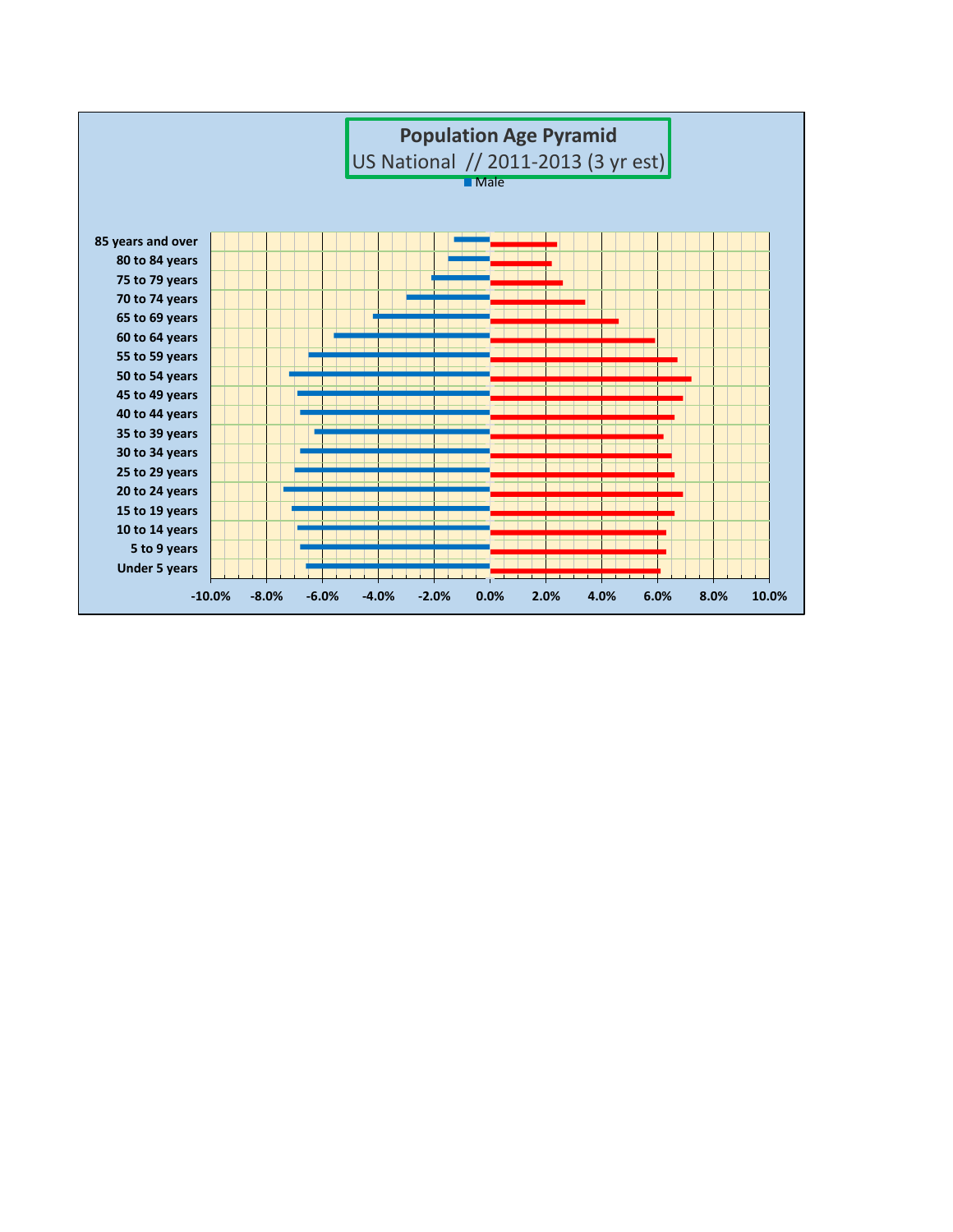**Population Age Pyramid**

US National // 2011-2013 (3 yr est)

Male

85 years and over
80 to 84 years
75 to 79 years
70 to 74 years
65 to 69 years
60 to 64 years
55 to 59 years
50 to 54 years
45 to 49 years
40 to 44 years
35 to 39 years
30 to 34 years
25 to 29 years
20 to 24 years
15 to 19 years
10 to 14 years
5 to 9 years
Under 5 years

-10.0% -8.0% -6.0% -4.0% -2.0% 0.0% 2.0% 4.0% 6.0% 8.0% 10.0%